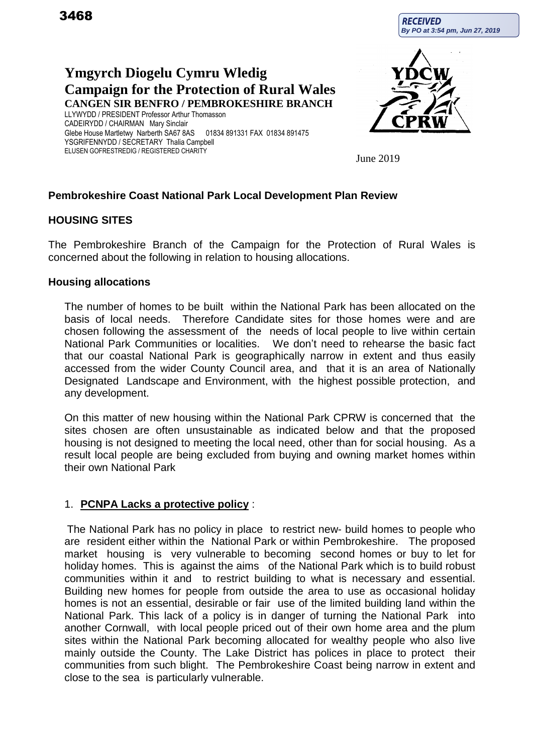3468

**RECEIVED**
*By PO at 3:54 pm, Jun 27, 2019*

# Ymgyrch Diogelu Cymru Wledig
# Campaign for the Protection of Rural Wales

**CANGEN SIR BENFRO / PEMBROKESHIRE BRANCH**

LLYWYDD / PRESIDENT Professor Arthur Thomasson
CADEIRYDD / CHAIRMAN Mary Sinclair
Glebe House Martletwy Narberth SA67 8AS 01834 891331 FAX 01834 891475
YSGRIFENNYDD / SECRETARY Thalia Campbell
ELUSEN GOFRESTREDIG / REGISTERED CHARITY

June 2019

## Pembrokeshire Coast National Park Local Development Plan Review

## HOUSING SITES

The Pembrokeshire Branch of the Campaign for the Protection of Rural Wales is concerned about the following in relation to housing allocations.

### Housing allocations

The number of homes to be built within the National Park has been allocated on the basis of local needs. Therefore Candidate sites for those homes were and are chosen following the assessment of the needs of local people to live within certain National Park Communities or localities. We don't need to rehearse the basic fact that our coastal National Park is geographically narrow in extent and thus easily accessed from the wider County Council area, and that it is an area of Nationally Designated Landscape and Environment, with the highest possible protection, and any development.

On this matter of new housing within the National Park CPRW is concerned that the sites chosen are often unsustainable as indicated below and that the proposed housing is not designed to meeting the local need, other than for social housing. As a result local people are being excluded from buying and owning market homes within their own National Park

1. **PCNPA Lacks a protective policy** :

The National Park has no policy in place to restrict new- build homes to people who are resident either within the National Park or within Pembrokeshire. The proposed market housing is very vulnerable to becoming second homes or buy to let for holiday homes. This is against the aims of the National Park which is to build robust communities within it and to restrict building to what is necessary and essential. Building new homes for people from outside the area to use as occasional holiday homes is not an essential, desirable or fair use of the limited building land within the National Park. This lack of a policy is in danger of turning the National Park into another Cornwall, with local people priced out of their own home area and the plum sites within the National Park becoming allocated for wealthy people who also live mainly outside the County. The Lake District has polices in place to protect their communities from such blight. The Pembrokeshire Coast being narrow in extent and close to the sea is particularly vulnerable.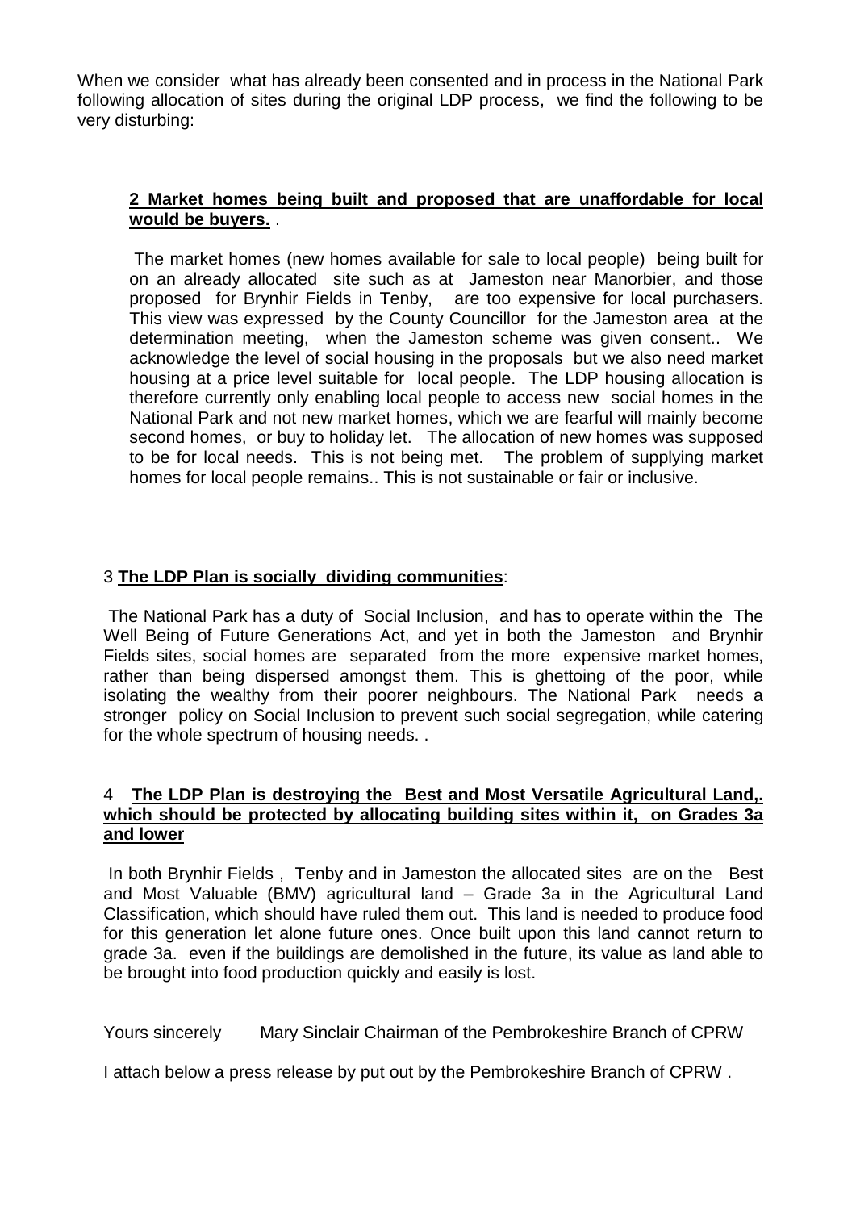When we consider what has already been consented and in process in the National Park following allocation of sites during the original LDP process, we find the following to be very disturbing:

2 **Market homes being built and proposed that are unaffordable for local would be buyers.** .

The market homes (new homes available for sale to local people) being built for on an already allocated site such as at Jameston near Manorbier, and those proposed for Brynhir Fields in Tenby, are too expensive for local purchasers. This view was expressed by the County Councillor for the Jameston area at the determination meeting, when the Jameston scheme was given consent.. We acknowledge the level of social housing in the proposals but we also need market housing at a price level suitable for local people. The LDP housing allocation is therefore currently only enabling local people to access new social homes in the National Park and not new market homes, which we are fearful will mainly become second homes, or buy to holiday let. The allocation of new homes was supposed to be for local needs. This is not being met. The problem of supplying market homes for local people remains.. This is not sustainable or fair or inclusive.

3 **The LDP Plan is socially dividing communities**:

The National Park has a duty of Social Inclusion, and has to operate within the The Well Being of Future Generations Act, and yet in both the Jameston and Brynhir Fields sites, social homes are separated from the more expensive market homes, rather than being dispersed amongst them. This is ghettoing of the poor, while isolating the wealthy from their poorer neighbours. The National Park needs a stronger policy on Social Inclusion to prevent such social segregation, while catering for the whole spectrum of housing needs. .

4 **The LDP Plan is destroying the Best and Most Versatile Agricultural Land,. which should be protected by allocating building sites within it, on Grades 3a and lower**

In both Brynhir Fields , Tenby and in Jameston the allocated sites are on the Best and Most Valuable (BMV) agricultural land – Grade 3a in the Agricultural Land Classification, which should have ruled them out. This land is needed to produce food for this generation let alone future ones. Once built upon this land cannot return to grade 3a. even if the buildings are demolished in the future, its value as land able to be brought into food production quickly and easily is lost.

Yours sincerely Mary Sinclair Chairman of the Pembrokeshire Branch of CPRW

I attach below a press release by put out by the Pembrokeshire Branch of CPRW .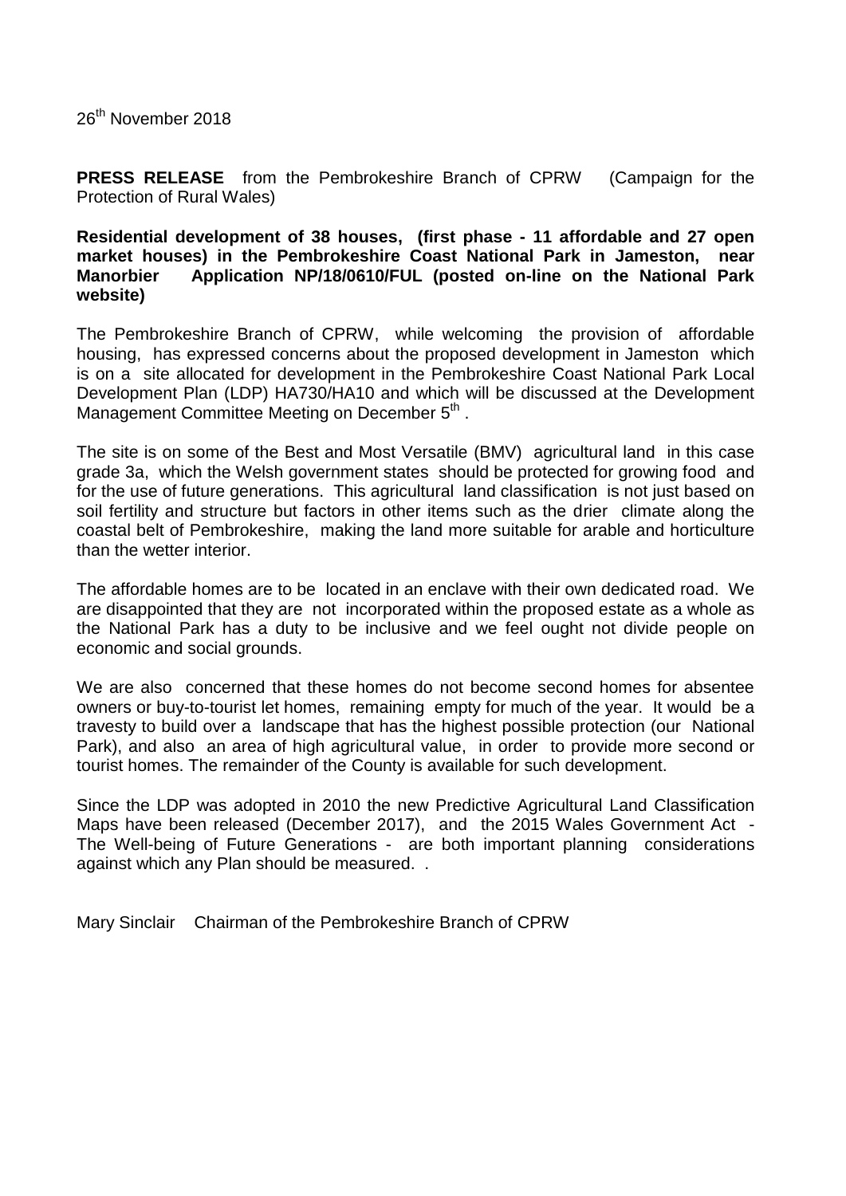26th November 2018

**PRESS RELEASE** from the Pembrokeshire Branch of CPRW (Campaign for the Protection of Rural Wales)

**Residential development of 38 houses, (first phase - 11 affordable and 27 open market houses) in the Pembrokeshire Coast National Park in Jameston, near Manorbier Application NP/18/0610/FUL (posted on-line on the National Park website)**

The Pembrokeshire Branch of CPRW, while welcoming the provision of affordable housing, has expressed concerns about the proposed development in Jameston which is on a site allocated for development in the Pembrokeshire Coast National Park Local Development Plan (LDP) HA730/HA10 and which will be discussed at the Development Management Committee Meeting on December 5th .

The site is on some of the Best and Most Versatile (BMV) agricultural land in this case grade 3a, which the Welsh government states should be protected for growing food and for the use of future generations. This agricultural land classification is not just based on soil fertility and structure but factors in other items such as the drier climate along the coastal belt of Pembrokeshire, making the land more suitable for arable and horticulture than the wetter interior.

The affordable homes are to be located in an enclave with their own dedicated road. We are disappointed that they are not incorporated within the proposed estate as a whole as the National Park has a duty to be inclusive and we feel ought not divide people on economic and social grounds.

We are also concerned that these homes do not become second homes for absentee owners or buy-to-tourist let homes, remaining empty for much of the year. It would be a travesty to build over a landscape that has the highest possible protection (our National Park), and also an area of high agricultural value, in order to provide more second or tourist homes. The remainder of the County is available for such development.

Since the LDP was adopted in 2010 the new Predictive Agricultural Land Classification Maps have been released (December 2017), and the 2015 Wales Government Act - The Well-being of Future Generations - are both important planning considerations against which any Plan should be measured. .

Mary Sinclair Chairman of the Pembrokeshire Branch of CPRW